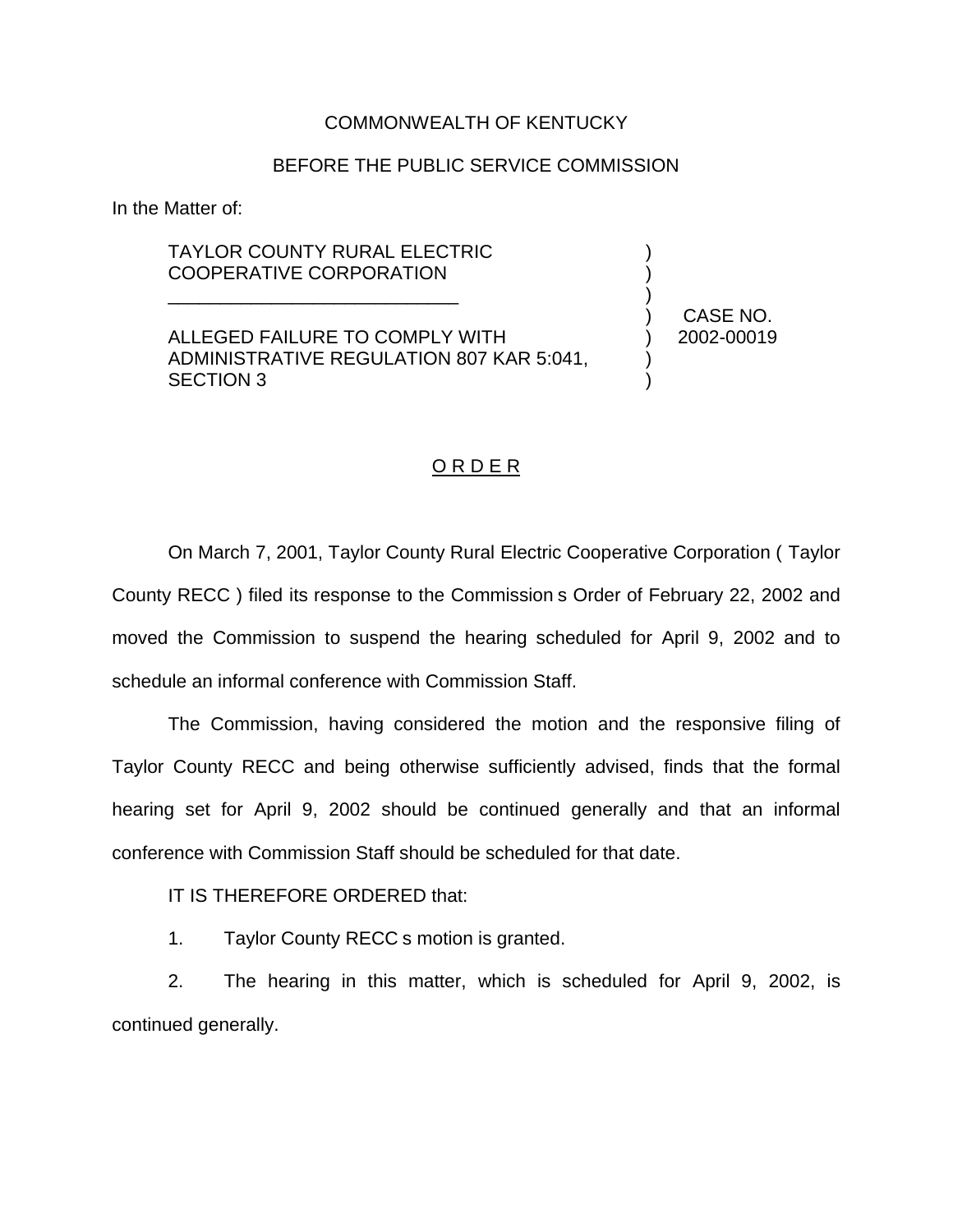COMMONWEALTH OF KENTUCKY

BEFORE THE PUBLIC SERVICE COMMISSION

In the Matter of:

TAYLOR COUNTY RURAL ELECTRIC COOPERATIVE CORPORATION

ALLEGED FAILURE TO COMPLY WITH ADMINISTRATIVE REGULATION 807 KAR 5:041, SECTION 3

CASE NO. 2002-00019

## O R D E R

On March 7, 2001, Taylor County Rural Electric Cooperative Corporation ( Taylor County RECC ) filed its response to the Commission s Order of February 22, 2002 and moved the Commission to suspend the hearing scheduled for April 9, 2002 and to schedule an informal conference with Commission Staff.

The Commission, having considered the motion and the responsive filing of Taylor County RECC and being otherwise sufficiently advised, finds that the formal hearing set for April 9, 2002 should be continued generally and that an informal conference with Commission Staff should be scheduled for that date.

IT IS THEREFORE ORDERED that:

1. Taylor County RECC s motion is granted.

2. The hearing in this matter, which is scheduled for April 9, 2002, is continued generally.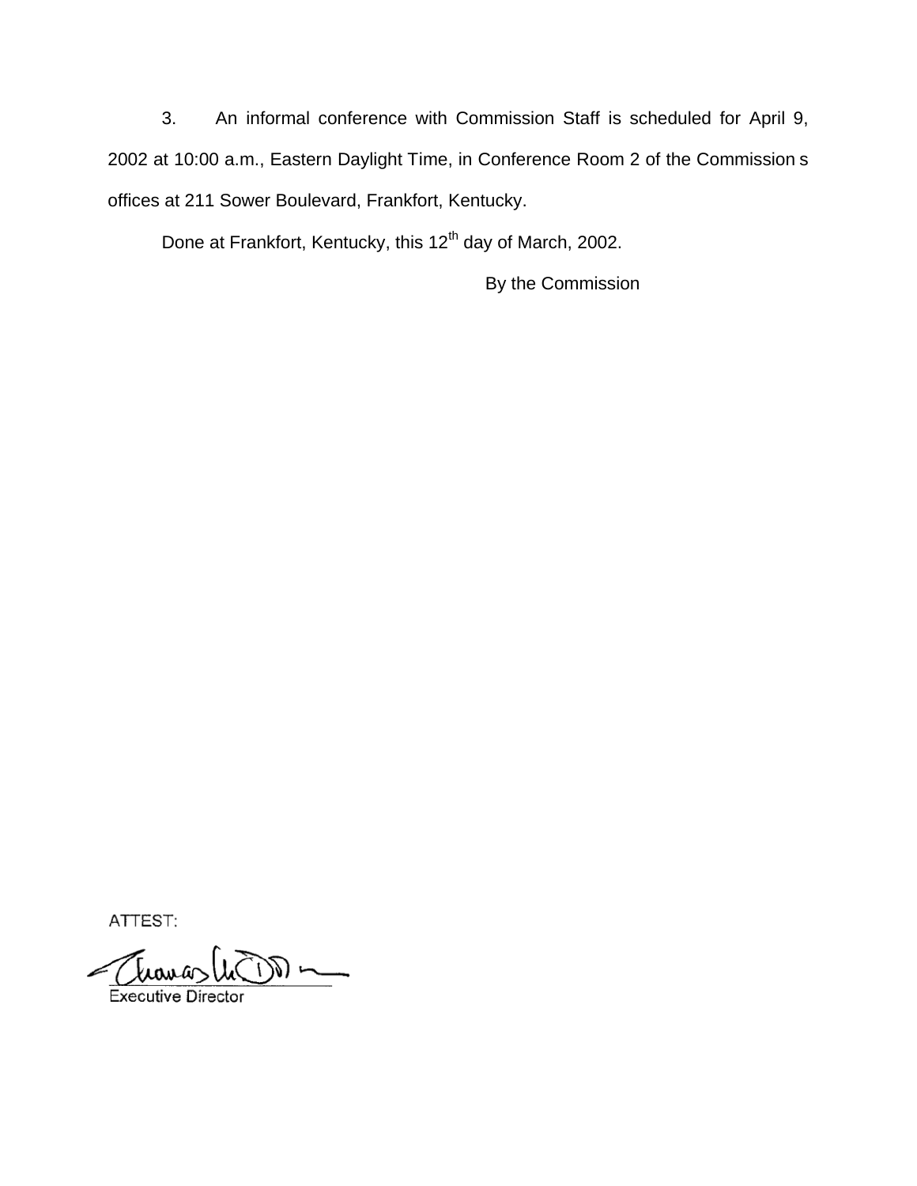3. An informal conference with Commission Staff is scheduled for April 9, 2002 at 10:00 a.m., Eastern Daylight Time, in Conference Room 2 of the Commission s offices at 211 Sower Boulevard, Frankfort, Kentucky.

Done at Frankfort, Kentucky, this 12th day of March, 2002.

By the Commission

ATTEST:

Executive Director